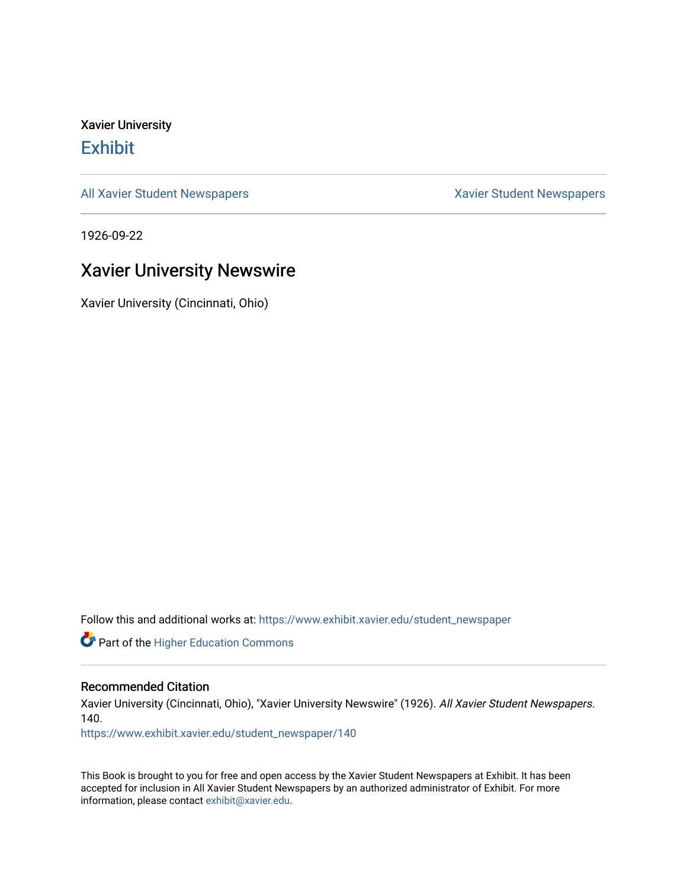Xavier University

# Exhibit

All Xavier Student Newspapers | Xavier Student Newspapers

1926-09-22

## Xavier University Newswire

Xavier University (Cincinnati, Ohio)

Follow this and additional works at: https://www.exhibit.xavier.edu/student_newspaper

Part of the Higher Education Commons

### Recommended Citation

Xavier University (Cincinnati, Ohio), "Xavier University Newswire" (1926). *All Xavier Student Newspapers*. 140.
https://www.exhibit.xavier.edu/student_newspaper/140

This Book is brought to you for free and open access by the Xavier Student Newspapers at Exhibit. It has been accepted for inclusion in All Xavier Student Newspapers by an authorized administrator of Exhibit. For more information, please contact exhibit@xavier.edu.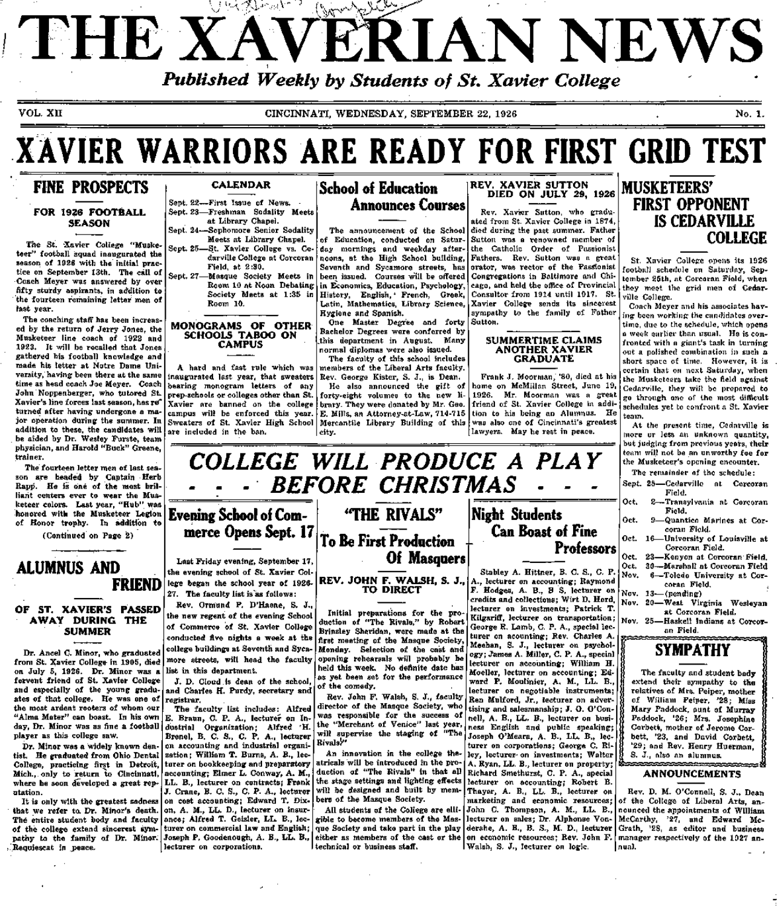# THE XAVERIAN NEWS

*Published Weekly by Students of St. Xavier College*

VOL. XII — CINCINNATI, WEDNESDAY, SEPTEMBER 22, 1926 — No. 1.

# XAVIER WARRIORS ARE READY FOR FIRST GRID TEST

## FINE PROSPECTS

### FOR 1926 FOOTBALL SEASON

The St. Xavier College "Musketeer" football squad inaugurated the season of 1926 with the initial practice on September 13th. The call of Coach Meyer was answered by over fifty sturdy aspirants, in addition to the fourteen remaining letter men of last year.

The coaching staff has been increased by the return of Jerry Jones, the Musketeer line coach of 1922 and 1923. It will be recalled that Jones gathered his football knowledge and made his letter at Notre Dame University, having been there at the same time as head coach Joe Meyer. Coach John Noppenberger, who tutored St. Xavier's line forces last season, has returned after having undergone a major operation during the summer. In addition to these, the candidates will be aided by Dr. Wesley Furste, team physician, and Harold "Buck" Greene, trainer.

The fourteen letter men of last season are headed by Captain Herb Rapp. He is one of the most brilliant centers ever to wear the Musketeer colors. Last year, "Hub" was honored with the Musketeer Legion of Honor trophy. In addition to

(Continued on Page 2)

## ALUMNUS AND FRIEND

### OF ST. XAVIER'S PASSED AWAY DURING THE SUMMER

Dr. Ancel C. Minor, who graduated from St. Xavier College in 1905, died on July 5, 1926. Dr. Minor was a fervent friend of St. Xavier College and especially of the young graduates of that college. He was one of the most ardent rooters of whom our "Alma Mater" can boast. In his own day, Dr. Minor was as fine a football player as this college saw.

Dr. Minor was a widely known dentist. He graduated from Ohio Dental College, practicing first in Detroit, Mich., only to return to Cincinnati, where he soon developed a great reputation.

It is only with the greatest sadness that we refer to Dr. Minor's death. The entire student body and faculty of the college extend sincerest sympathy to the family of Dr. Minor. Requiescat in peace.

## CALENDAR

Sept. 22—First Issue of News.
Sept. 23—Freshman Sodality Meets at Library Chapel.
Sept. 24—Sophomore Senior Sodality Meets at Library Chapel.
Sept. 25—St. Xavier College vs. Cedarville College at Corcoran Field, at 2:30.
Sept. 27—Masque Society Meets in Room 10 at Noon Debating Society Meets at 1:35 in Room 10.

## MONOGRAMS OF OTHER SCHOOLS TABOO ON CAMPUS

A hard and fast rule which was inaugurated last year, that sweaters bearing monogram letters of any prep-schools or colleges other than St. Xavier are banned on the college campus will be enforced this year. Sweaters of St. Xavier High School are included in the ban.

## School of Education Announces Courses

The announcement of the School of Education, conducted on Saturday mornings and weekday afternoons, at the High School building, Seventh and Sycamore streets, has been issued. Courses will be offered in Economics, Education, Psychology, History, English, French, Greek, Latin, Mathematics, Library Science, Hygiene and Spanish.

One Master Degree and forty Bachelor Degrees were conferred by this department in August. Many normal diplomas were also issued.

The faculty of this school includes members of the Liberal Arts faculty. Rev. George Kister, S. J., is Dean.

He also announced the gift of forty-eight volumes to the new library. They were donated by Mr. Geo. E. Mills, an Attorney-at-Law, 714-715 Mercantile Library Building of this city.

## REV. XAVIER SUTTON DIED ON JULY 29, 1926

Rev. Xavier Sutton, who graduated from St. Xavier College in 1874, died during the past summer. Father Sutton was a renowned member of the Catholic Order of Passionist Fathers. Rev. Sutton was a great orator, was rector of the Passionist Congregations in Baltimore and Chicago, and held the office of Provincial Consultor from 1914 until 1917. St. Xavier College sends its sincerest sympathy to the family of Father Sutton.

## SUMMERTIME CLAIMS ANOTHER XAVIER GRADUATE

Frank J. Moorman, '80, died at his home on McMillan Street, June 19, 1926. Mr. Moorman was a great friend of St. Xavier College in addition to his being an Alumnus. He was also one of Cincinnati's greatest lawyers. May he rest in peace.

## MUSKETEERS' FIRST OPPONENT IS CEDARVILLE COLLEGE

St. Xavier College opens its 1926 football schedule on Saturday, September 25th, at Corcoran Field, when they meet the grid men of Cedarville College.

Coach Meyer and his associates having been working the candidates overtime, due to the schedule, which opens a week earlier than usual. He is confronted with a giant's task in turning out a polished combination in such a short space of time. However, it is certain that on next Saturday, when the Musketeers take the field against Cedarville, they will be prepared to go through one of the most difficult schedules yet to confront a St. Xavier team.

At the present time, Cedarville is more or less an unknown quantity, but judging from previous years, their team will not be an unworthy foe for the Musketeer's opening encounter.

The remainder of the schedule:

Sept. 25—Cedarville at Corcoran Field.
Oct. 2—Transylvania at Corcoran Field.
Oct. 9—Quantico Marines at Corcoran Field.
Oct. 16—University of Louisville at Corcoran Field.
Oct. 23—Kenyon at Corcoran Field.
Oct. 30—Marshall at Corcoran Field
Nov. 6—Toledo University at Corcoran Field.
Nov. 13—(pending)
Nov. 20—West Virginia Wesleyan at Corcoran Field.
Nov. 25—Haskell Indians at Corcoran Field.

## SYMPATHY

The faculty and student body extend their sympathy to the relatives of Mrs. Peiper, mother of William Peiper, '28; Miss Mary Paddock, aunt of Murray Paddock, '26; Mrs. Josephine Corbett, mother of Jerome Corbett, '23, and David Corbett, '29; and Rev. Henry Hueman, S. J., also an alumnus.

## ANNOUNCEMENTS

Rev. D. M. O'Connell, S. J., Dean of the College of Liberal Arts, announced the appointments of William McCarthy, '27, and Edward McGrath, '28, as editor and business manager respectively of the 1927 annual.

# *COLLEGE WILL PRODUCE A PLAY - - - BEFORE CHRISTMAS - - -*

## Evening School of Commerce Opens Sept. 17

Last Friday evening, September 17, the evening school of St. Xavier College began the school year of 1926-27. The faculty list is as follows:

Rev. Ormund P. D'Haene, S. J., the new regent of the evening School of Commerce of St. Xavier College conducted five nights a week at the college buildings at Seventh and Sycamore streets, will head the faculty list in this department.

J. D. Cloud is dean of the school, and Charles H. Purdy, secretary and registrar.

The faculty list includes: Alfred E. Braun, C. P. A., lecturer on Industrial Organization; Alfred H. Brenel, B. C. S., C. P. A., lecturer on accounting and industrial organization; William T. Burns, A. B., lecturer on bookkeeping and preparatory accounting; Elmer L. Conway, A. M., LL. B., lecturer on contracts; Frank J. Crane, B. C. S., C. P. A., lecturer on cost accounting; Edward T. Dixon, A. M., LL. D., lecturer on insurance; Alfred T. Geisler, LL. B., lecturer on commercial law and English; Joseph P. Goodenough, A. B., LL. B., lecturer on corporations.

## "THE RIVALS"

### To Be First Production Of Masquers

### REV. JOHN F. WALSH, S. J., TO DIRECT

Initial preparations for the production of "The Rivals," by Robert Brinsley Sheridan, were made at the first meeting of the Masque Society, Monday. Selection of the cast and opening rehearsals will probably be held this week. No definite date has as yet been set for the performance of the comedy.

Rev. John F. Walsh, S. J., faculty director of the Masque Society, who was responsible for the success of the "Merchant of Venice" last year, will supervise the staging of "The Rivals."

An innovation in the college theatricals will be introduced in the production of "The Rivals" in that all the stage settings and lighting effects will be designed and built by members of the Masque Society.

All students of the College are elligible to become members of the Masque Society and take part in the play either as members of the cast or the technical or business staff.

## Night Students Can Boast of Fine Professors

Stabley A. Hittner, B. C. S., C. P. A., lecturer on accounting; Raymond F. Hodges, A. B., B S, lecturer on credits and collections; Wirt D. Hord, lecturer on investments; Patrick T. Kilgariff, lecturer on transportation; George R. Lamb, C. P. A., special lecturer on acounting; Rev. Charles A. Meehan, S. J., lecturer on psychology; James A. Miller, C. P. A., special lecturer on accounting; William H. Moeller, lecturer on accounting; Edward P. Moulinier, A. M., LL. B., lecturer on negotiable instruments; Ren Mulford, Jr., lecturer on advertising and salesmanship; J. O. O'Connell, A. B., LL. B., lecturer on business English and public speaking; Joseph O'Meara, A. B., LL. B., lecturer on corporations; George C. Riley, lecturer on investments; Walter A. Ryan, LL. B., lecturer on property; Richard Smethurst, C. P. A., special lecturer on accounting; Robert B. Thayer, A. B., LL. B., lecturer on marketing and economic resources; John C. Thompson, A. M., LL. B., lecturer on sales; Dr. Alphonse Vonderahe, A. B., B. S., M. D., lecturer on economic resources; Rev. John F. Walsh, S. J., lecturer on logic.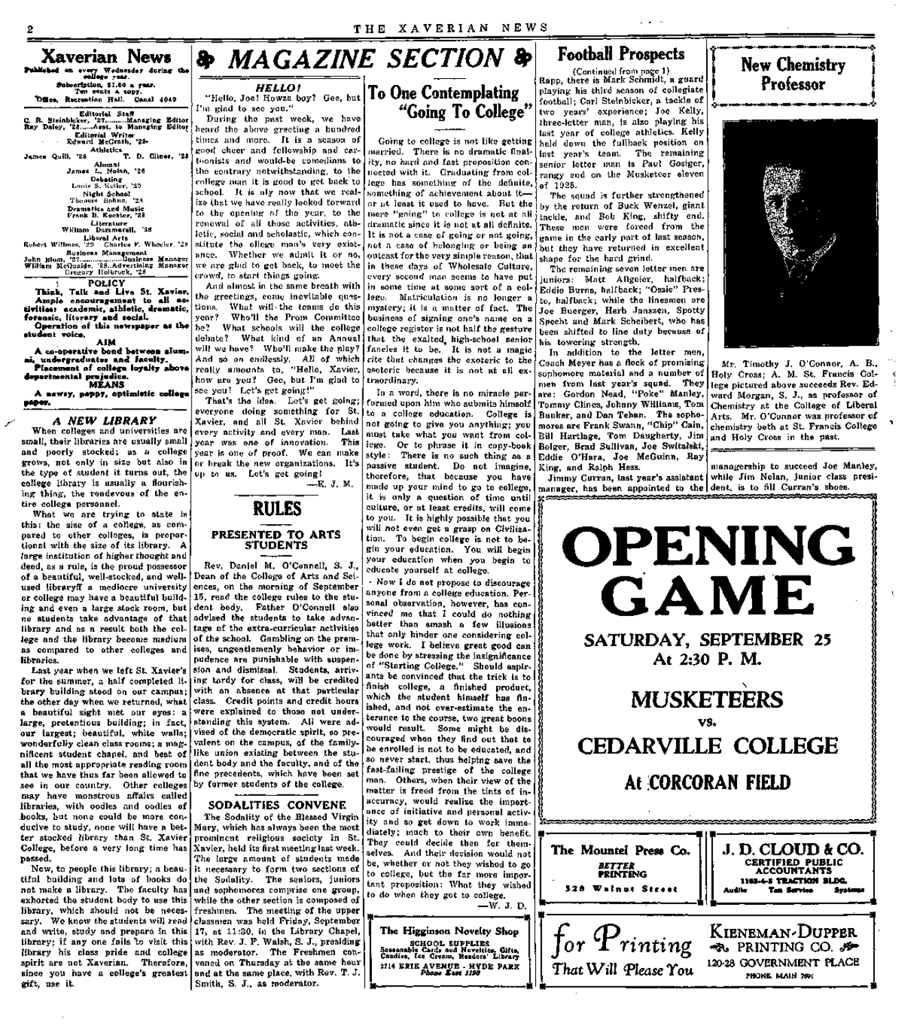# Xaverian News

Published on every Wednesday during the college year.
Subscription, $1.50 a year.
Ten cents a copy.
Office, Recreation Hall. Canal 4040

**Editorial Staff**
G. R. Steinbicker, '27..........Managing Editor
Ray Daley, '28......Asst. to Managing Editor

**Editorial Writer**
Edward McGrath, '28

**Athletics**
James Quill, '28 T. D. Clines, '28

**Alumni**
James L. Nolan, '28

**Debating**
Louis S. Keller, '30

**Night School**
Thomas Bohne, '24

**Dramatics and Music**
Frank B. Koester, '28

**Literature**
William Dammarell, '28

**Liberal Arts**
Robert Willmes, '29 Charles F. Wheeler, '28

**Business Management**
John Blom, '27..................Business Manager
William McQuide, '28..Advertising Manager
Gregory Holbrock, '28

**POLICY**

Think, Talk and Live St. Xavier.
Ample encouragement to all activities: academic, athletic, dramatic, forensic, literary and social.
Operation of this newspaper as the student voice.

**AIM**

A co-operative bond between alumni, undergraduates and faculty.
Placement of college loyalty above departmental prejudice.

**MEANS**

A newsy, peppy, optimistic college paper.

### A NEW LIBRARY

When colleges and universities are small, their libraries are usually small and poorly stocked; as a college grows, not only in size but also in the type of student it turns out, the college library is usually a flourishing thing, the rendevous of the entire college personnel.

What we are trying to state is this: the size of a college, as compared to other colleges, is proportional with the size of its library. A large institution of higher thought and deed, as a rule, is the proud possessor of a beautiful, well-stocked, and well-used library? a mediocre university or college may have a beautiful building and even a large stack room, but no students take advantage of that library and as a result both the college and the library become medium as compared to other colleges and libraries.

Last year when we left St. Xavier's for the summer, a half completed library building stood on our campus; the other day when we returned, what a beautiful sight met our eyes: a large, pretentious building; in fact, our largest; beautiful, white walls; wonderfully clean class rooms; a magnificent student chapel, and best of all the most appropriate reading room that we have thus far been allowed to see in our country. Other colleges may have monstrous affairs called libraries, with oodles and oodles of books, but none could be more conducive to study, none will have a better stocked library than St. Xavier College, before a very long time has passed.

Now, to people this library; a beautiful building and lots of books do not make a library. The faculty has exhorted the student body to use this library, which should not be necessary. We know the students will read and write, study and prepare in this library; if any one fails to visit this library his class pride and college spirit are not Xaverian. Therefore, since you have a college's greatest gift, use it.

# MAGAZINE SECTION

### HELLO!

"Hello, Joe! Howza boy? Gee, but I'm glad to see you."

During the past week, we have heard the above greeting a hundred times and more. It is a season of good cheer and fellowship and cartoonists and would-be comedians to the contrary notwithstanding, to the college man it is good to get back to school. It is aly now that we realize that we have really looked forward to the opening of the year, to the renewal of all those activities, athletic, social and scholastic, which constitute the ollege man's very existance. Whether we admit it or no, we are glad to get back, to meet the crowd, to start things going.

And almost in the same breath with the greetings, come inevitable questions. What will the teams do this year? Who'll the Prom Committee be? What schools will the college debate? What kind of an Annual will we have? Who'll make the play? And so on endlessly. All of which really amounts to, "Hello, Xavier, how are you? Gee, but I'm glad to see you! Let's get going!"

That's the idea. Let's get going; everyone doing something for St. Xavier, and all St. Xavier behind every activity and every man. Last year was one of innovation. This year is one of proof. We can make or break the new organizations. It's up to us. Let's get going!

—E. J. M.

## RULES

### PRESENTED TO ARTS STUDENTS

Rev. Daniel M. O'Connell, S. J., Dean of the College of Arts and Sciences, on the morning of September 15, read the college rules to the student body. Father O'Connell also advised the students to take advantage of the extra-curricular activities of the school. Gambling on the premises, ungentlemenly behavior or impudence are punishable with suspension and dismissal. Students, arriving tardy for class, will be credited with an absence at that particular class. Credit points and credit hours were explained to those not understanding this system. All were advised of the democratic spirit, so prevalent on the campus, of the familylike union existing between the student body and the faculty, and of the fine precedents, which have been set by former students of the college.

### SODALITIES CONVENE

The Sodality of the Blessed Virgin Mary, which has always been the most prominent religious society in St. Xavier, held its first meeting last week. The large amount of students made it necessary to form two sections of the Sodality. The seniors, juniors and sophomores comprise one group, while the other section is composed of freshmen. The meeting of the upper classmen was held Friday, September 17, at 11:30, in the Library Chapel, with Rev. J. F. Walsh, S. J., presiding as moderator. The Freshmen convened on Thursday at the same hour and at the same place, with Rev. T. J. Smith, S. J., as moderator.

## To One Contemplating "Going To College"

Going to college is not like getting married. There is no dramatic finality, no hard and fast proposition connected with it. Graduating from college has something of the definite, something of achievement about it—or at least it used to have. But the mere "going" to college is not at all dramatic since it is not at all definite. It is not a case of going or not going, not a case of belonging or being an outcast for the very simple reason, that in these days of Wholesale Culture, every second man seems to have put in some time at some sort of a college. Matriculation is no longer a mystery; it is a matter of fact. The business of signing one's name on a college register is not half the gesture that the exalted high-school senior fancies it to be. It is not a magic rite that changes the exoteric to the esoteric because it is not at all extraordinary.

In a word, there is no miracle performed upon him who submits himself to a college education. College is not going to give you anything; you must take what you want from college. Or to phrase it in copy-book style: There is no such thing as a passive student. Do not imagine, therefore, that because you have made up your mind to go to college, it is only a question of time until culture, or at least credits, will come to you. It is highly possible that you will not even get a grasp on Civilization. To begin college is not to begin your education. You will begin your education when you begin to educate yourself at college.

Now I do not propose to discourage anyone from a college education. Personal observation, however, has convinced me that I could do nothing better than smash a few illusions that only hinder one considering college work. I believe great good can be done by stressing the insignificance of "Starting College." Should aspirants be convinced that the trick is to finish college, a finished product, which the student himself has finished, and not over-estimate the enterance to the course, two great boons would result. Some might be discouraged when they find out that to be enrolled is not to be educated, and so never start, thus helping save the fast-failing prestige of the college man. Others, when their view of the matter is freed from the tints of inaccuracy, would realize the importance of initiative and personal activity and so get down to work immediately; much to their own benefit. They could decide then for themselves. And their decision would not be, whether or not they wished to go to college, but the far more important proposition: What they wished to do when they got to college.

—W. J. D.

**The Higginson Novelty Shop**
SCHOOL SUPPLIES
Seasonable Cards and Novelties, Gifts, Candies, Ice Cream, Readers' Library
2714 ERIE AVENUE - HYDE PARK
Phone East 1190

## Football Prospects

(Continued from page 1)

Rapp, there is Mark Schmidt, a guard playing his third season of collegiate football; Carl Steinbicker, a tackle of two years' experience; Joe Kelly, three-letter man, is also playing his last year of college athletics. Kelly held down the fullback position on last year's team. The remaining senior letter man is Paul Gosiger, rangy end on the Musketeer eleven of 1925.

The squad is further strengthened by the return of Buck Wenzel, giant tackle, and Bob King, shifty end. These men were forced from the game in the early part of last season, but they have returned in excellent shape for the hard grind.

The remaining seven letter men are juniors: Matt Allgeier, halfback; Eddie Burns, halfback; "Ossie" Presto, halfback; while the linesmen are Joe Buerger, Herb Janszen, Spotty Specht and Mark Scheibert, who has been shifted to line duty because of his towering strength.

In addition to the letter men, Coach Meyer has a flock of promising sophomore material and a number of men from last year's squad. They are: Gordon Nead, "Poke" Manley, Tommy Clines, Johnny Williams, Tom Bunker, and Dan Tehan. The sophomores are Frank Swann, "Chip" Cain, Bill Hartlage, Tom Daugherty, Jim Bolger, Brad Sullivan, Joe Switalski, Eddie O'Hara, Joe McGuinn, Ray King, and Ralph Hess.

Jimmy Curran, last year's assistant manager, has been appointed to the managership to succeed Joe Manley, while Jim Nolan, junior class president, is to fill Curran's shoes.

## New Chemistry Professor

Mr. Timothy J. O'Connor, A. B., Holy Cross; A. M. St. Francis College pictured above succeeds Rev. Edward Morgan, S. J., as professor of Chemistry at the College of Liberal Arts. Mr. O'Connor was professor of chemistry both at St. Francis College and Holy Cross in the past.

# OPENING GAME

**SATURDAY, SEPTEMBER 25**
**At 2:30 P. M.**

**MUSKETEERS**
vs.
**CEDARVILLE COLLEGE**

**At CORCORAN FIELD**

**The Mountel Press Co.**
BETTER PRINTING
528 Walnut Street

**J. D. CLOUD & CO.**
CERTIFIED PUBLIC ACCOUNTANTS
1103-4-5 TRACTION BLDG.
Audits Tax Service Systems

*for Printing That Will Please You*

**KIENEMAN-DUPPER PRINTING CO.**
120-28 GOVERNMENT PLACE
PHONE MAIN 7991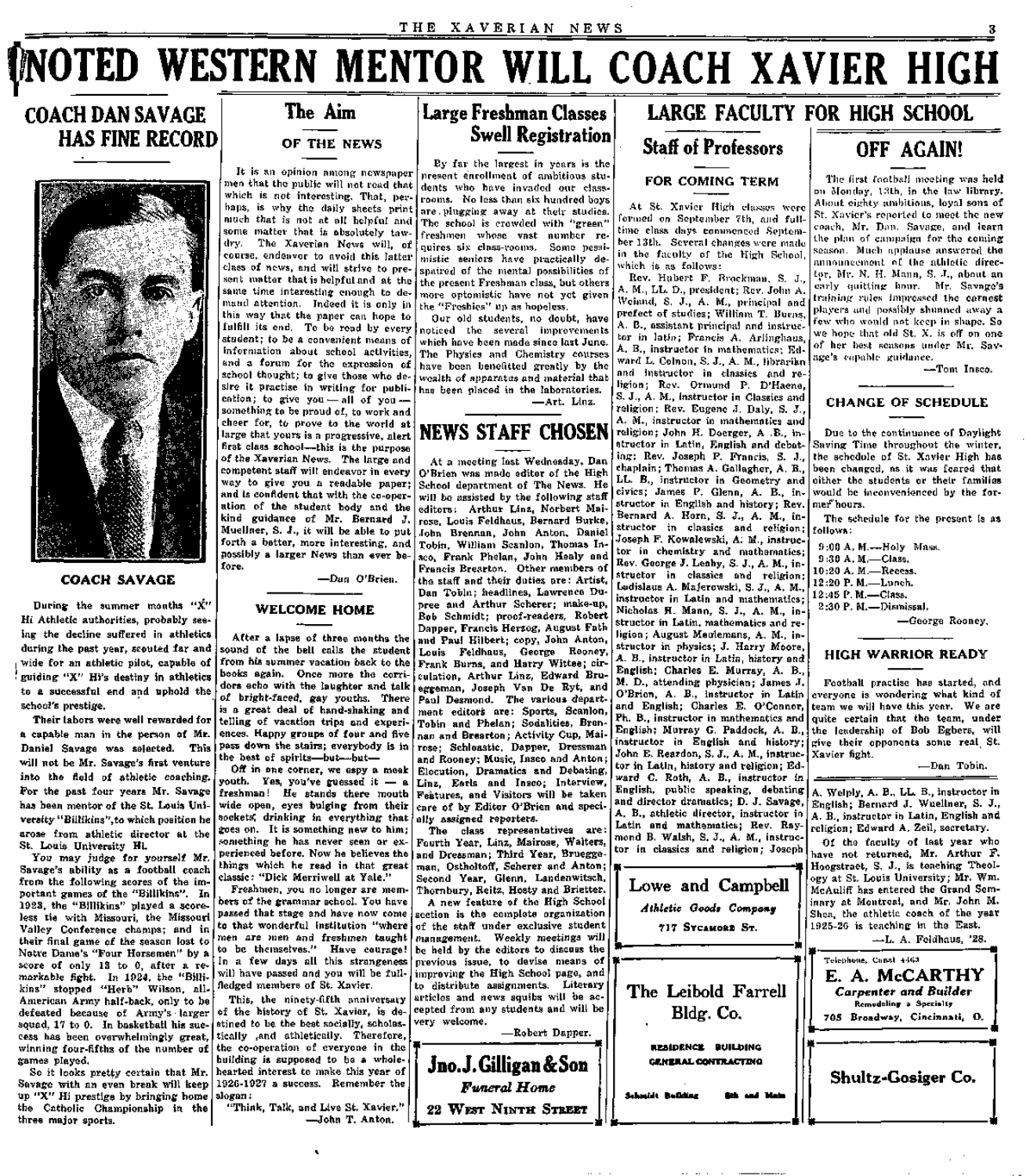# NOTED WESTERN MENTOR WILL COACH XAVIER HIGH

## COACH DAN SAVAGE HAS FINE RECORD

COACH SAVAGE

During the summer months "X" Hi Athletic authorities, probably seeing the decline suffered in athletics during the past year, scouted far and wide for an athletic pilot, capable of guiding "X" Hi's destiny in athletics to a successful end and uphold the school's prestige.

Their labors were well rewarded for a capable man in the person of Mr. Daniel Savage was selected. This will not be Mr. Savage's first venture into the field of athletic coaching. For the past four years Mr. Savage has been mentor of the St. Louis University "Billikins", to which position he arose from athletic director at the St. Louis University Hi.

You may judge for yourself Mr. Savage's ability as a football coach from the following scores of the important games of the "Billikins". In 1923, the "Billikins" played a scoreless tie with Missouri, the Missouri Valley Conference champs; and in their final game of the season lost to Notre Dame's "Four Horsemen" by a score of only 13 to 0, after a remarkable fight. In 1924, the "Billikins" stopped "Herb" Wilson, all-American Army half-back, only to be defeated because of Army's larger squad, 17 to 0. In basketball his success has been overwhelmingly great, winning four-fifths of the number of games played.

So it looks pretty certain that Mr. Savage with an even break will keep up "X" Hi prestige by bringing home the Catholic Championship in the three major sports.

## The Aim

### OF THE NEWS

It is an opinion among newspaper men that the public will not read that which is not interesting. That, perhaps, is why the daily sheets print much that is not at all helpful and some matter that is absolutely tawdry. The Xaverian News will, of course, endeavor to avoid this latter class of news, and will strive to present matter that is helpful and at the same time interesting enough to demand attention. Indeed it is only in this way that the paper can hope to fulfill its end. To be read by every student; to be a convenient means of information about school activities, and a forum for the expression of school thought; to give those who desire it practise in writing for publication; to give you — all of you — something to be proud of, to work and cheer for, to prove to the world at large that yours is a progressive, alert first class school—this is the purpose of the Xaverian News. The large and competent staff will endeavor in every way to give you a readable paper; and is confident that with the co-operation of the student body and the kind guidance of Mr. Bernard J. Muellner, S. J., it will be able to put forth a better, more interesting, and possibly a larger News than ever before.

—Dan O'Brien.

### WELCOME HOME

After a lapse of three months the sound of the bell calls the student from his summer vacation back to the books again. Once more the corridors echo with the laughter and talk of bright-faced, gay youths. There is a great deal of hand-shaking and telling of vacation trips and experiences. Happy groups of four and five pass down the stairs; everybody is in the best of spirits—but—but—

Off in one corner, we espy a meek youth. Yes, you've guessed it — a freshman! He stands there mouth wide open, eyes bulging from their sockets, drinking in everything that goes on. It is something new to him; something he has never seen or experienced before. Now he believes the things which he read in that great classic: "Dick Merriwell at Yale."

Freshmen, you no longer are members of the grammar school. You have passed that stage and have now come to that wonderful institution "where men are men and freshmen taught to be themselves." Have courage! In a few days all this strangeness will have passed and you will be fullfledged members of St. Xavier.

This, the ninety-fifth anniversary of the history of St. Xavier, is destined to be the best socially, scholastically ,and athletically. Therefore, the co-operation of everyone in the building is supposed to be a wholehearted interest to make this year of 1926-1927 a success. Remember the slogan:

"Think, Talk, and Live St. Xavier."

—John T. Anton.

## Large Freshman Classes Swell Registration

By far the largest in years is the present enrollment of ambitious students who have invaded our classrooms. No less than six hundred boys are plugging away at their studies. The school is crowded with "green" freshmen whose vast number requires six class-rooms. Some pessimistic seniors have practically despaired of the mental possibilities of the present Freshman class, but others more optomistic have not yet given the "Freshies" up as hopeless.

Our old students, no doubt, have noticed the several improvements which have been made since last June. The Physics and Chemistry courses have been benefitted greatly by the wealth of apparatus and material that has been placed in the laboratories.

—Art. Linz.

## NEWS STAFF CHOSEN

At a meeting last Wednesday, Dan O'Brien was made editor of the High School department of The News. He will be assisted by the following staff editors: Arthur Linz, Norbert Mairose, Louis Feldhaus, Bernard Burke, John Brennan, John Anton, Daniel Tobin, William Scanlon, Thomas Insco, Frank Phelan, John Healy and Francis Brearton. Other members of the staff and their duties are: Artist, Dan Tobin; headlines, Lawrence Dupree and Arthur Scherer; make-up, Bob Schmidt; proof-readers, Robert Dapper, Francis Herzog, August Fath and Paul Hilbert; copy, John Anton, Louis Feldhaus, George Rooney, Frank Burns, and Harry Wittee; circulation, Arthur Linz, Edward Brueggeman, Joseph Van De Ryt, and Paul Desmond. The various department editors are: Sports, Scanlon, Tobin and Phelan; Sodalities, Brennan and Brearton; Activity Cup, Mairose; Scholastic, Dapper, Dressman and Rooney; Music, Insco and Anton; Elocution, Dramatics and Debating, Linz, Earls and Insco; Interview, Features, and Visitors will be taken care of by Editor O'Brien and specially assigned reporters.

The class representatives are: Fourth Year, Linz, Mairose, Walters, and Dressman; Third Year, Brueggeman, Ostholtoff, Scherer and Anton; Second Year, Glenn, Landenwitsch, Thornbury, Reitz, Hosty and Brietter.

A new feature of the High School section is the complete organization of the staff under exclusive student management. Weekly meetings will be held by the editors to discuss the previous issue, to devise means of improving the High School page, and to distribute assignments. Literary articles and news squibs will be accepted from any students and will be very welcome.

—Robert Dapper.

**Jno. J. Gilligan & Son**
*Funeral Home*
22 West Ninth Street

## LARGE FACULTY FOR HIGH SCHOOL

### Staff of Professors

#### FOR COMING TERM

At St. Xavier High classes were formed on September 7th, and fulltime class days commenced September 13th. Several changes were made in the faculty of the High School, which is as follows:

Rev. Hubert F. Brockman, S. J., A. M., LL. D., president; Rev. John A. Weiand, S. J., A. M., principal and prefect of studies; William T. Burns, A. B., assistant principal and instructor in latin; Francis A. Arlinghaus, A. B., instructor in mathematics; Edward L. Colnon, S. J., A. M., librarian and instructor in classics and religion; Rev. Ormund P. D'Haene, S. J., A. M., instructor in Classics and religion; Rev. Eugene J. Daly, S. J., A. M., instructor in mathematics and religion; John H. Doerger, A .B., instructor in Latin, English and debating; Rev. Joseph P. Francis, S. J., chaplain; Thomas A. Gallagher, A. B., LL. B., instructor in Geometry and civics; James P. Glenn, A. B., instructor in English and history; Rev. Bernard A. Horn, S. J., A. M., instructor in classics and religion; Joseph F. Kowalewski, A. M., instructor in chemistry and mathematics; Rev. George J. Leahy, S. J., A. M., instructor in classics and religion; Ladislaus A. Majerowski, S. J., A. M., instructor in Latin and mathematics; Nicholas H. Mann, S. J., A. M., instructor in Latin, mathematics and religion; August Meulemans, A. M., instructor in physics; J. Harry Moore, A. B., instructor in Latin, history and English; Charles E. Murray, A. B., M. D., attending physician; James J. O'Brien, A. B., instructor in Latin and English; Charles E. O'Connor, Ph. B., instructor in mathematics and English; Murray G. Paddock, A. B., instructor in English and history; John E. Reardon, S. J., A. M., instructor in Latin, history and religion; Edward C. Roth, A. B., instructor in English, public speaking, debating and director dramatics; D. J. Savage, A. B., athletic director, instructor in Latin and mathematics; Rev. Raymond B. Walsh, S. J., A. M., instructor in classics and religion; Joseph A. Welply, A. B., LL. B., instructor in English; Bernard J. Wuellner, S. J., A. B., instructor in Latin, English and religion; Edward A. Zeil, secretary.

Of the faculty of last year who have not returned, Mr. Arthur F. Hoogstraet, S. J., is teaching Theology at St. Louis University; Mr. Wm. McAuliff has entered the Grand Seminary at Montreal, and Mr. John M. Shea, the athletic coach of the year 1925-26 is teaching in the East.

—L. A. Feldhaus, '28.

**Lowe and Campbell**
*Athletic Goods Company*
717 Sycamore St.

**The Leibold Farrell Bldg. Co.**
RESIDENCE BUILDING
GENERAL CONTRACTING
Schmidt Building — 5th and Main

## OFF AGAIN!

The first football meeting was held on Monday, 13th, in the law library. About eighty ambitious, loyal sons of St. Xavier's reported to meet the new coach, Mr. Dan. Savage, and learn the plan of campaign for the coming season. Much applause answered the announcement of the athletic director, Mr. N. H. Mann, S. J., about an early quitting hour. Mr. Savage's training rules impressed the earnest players and possibly shunned away a few who would not keep in shape. So we hope that old St. X. is off on one of her best seasons under Mr. Savage's capable guidance.

—Tom Insco.

### CHANGE OF SCHEDULE

Due to the continuance of Daylight Saving Time throughout the winter, the schedule of St. Xavier High has been changed, as it was feared that either the students or their families would be inconvenienced by the former hours.

The schedule for the present is as follows:

9:00 A. M.—Holy Mass.
9:30 A. M.—Class.
10:20 A. M.—Recess.
12:20 P. M.—Lunch.
12:45 P. M.—Class.
2:30 P. M.—Dismissal.

—George Rooney.

### HIGH WARRIOR READY

Football practise has started, and everyone is wondering what kind of team we will have this year. We are quite certain that the team, under the leadership of Bob Egbers, will give their opponents some real St. Xavier fight.

—Dan Tobin.

Telephone, Canal 4463
**E. A. McCARTHY**
*Carpenter and Builder*
Remodeling a Specialty
705 Broadway, Cincinnati, O.

**Shultz-Gosiger Co.**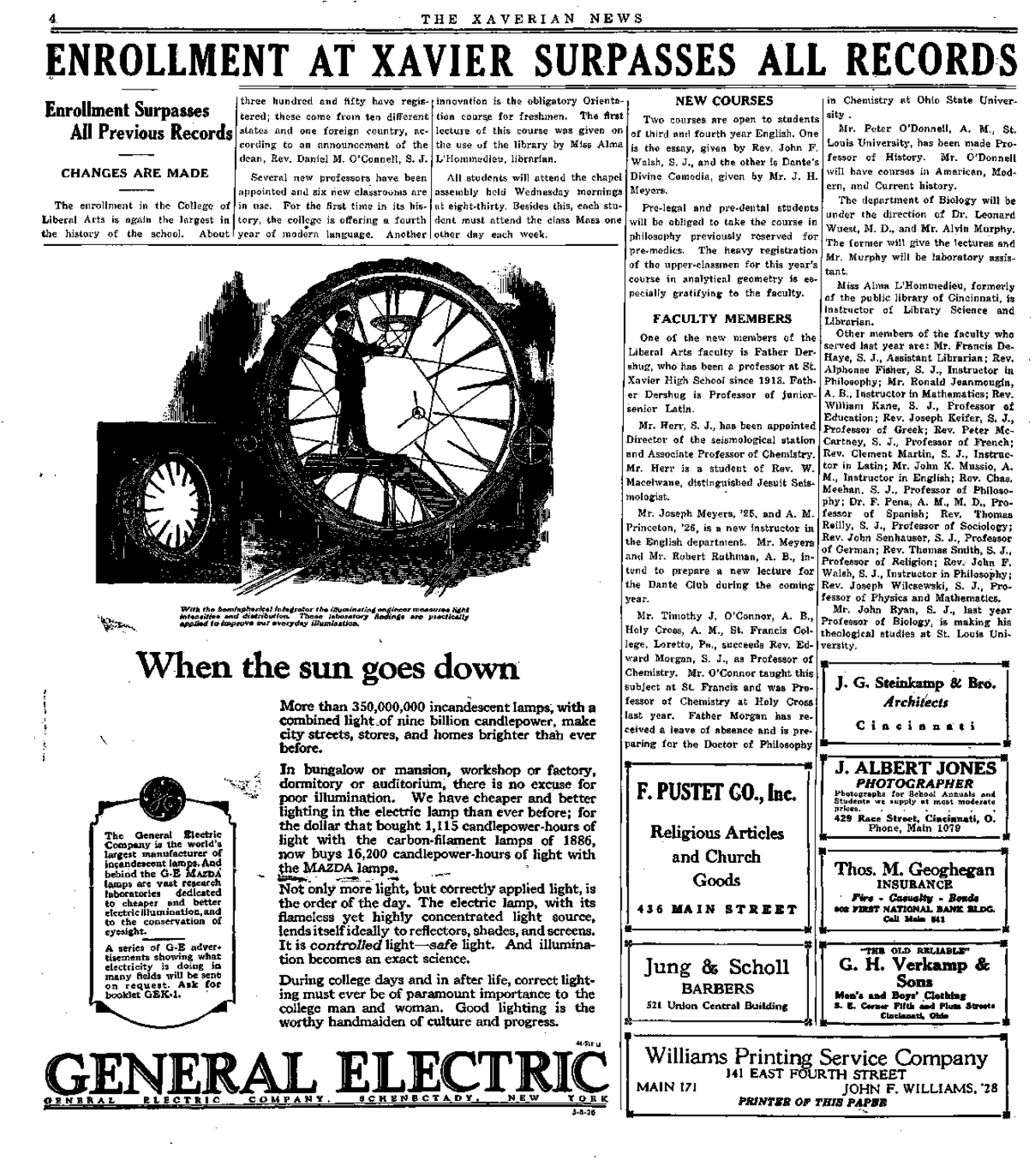# ENROLLMENT AT XAVIER SURPASSES ALL RECORDS

## Enrollment Surpasses All Previous Records

### CHANGES ARE MADE

The enrollment in the College of Liberal Arts is again the largest in the history of the school. About three hundred and fifty have registered; these come from ten different states and one foreign country, according to an announcement of the dean, Rev. Daniel M. O'Connell, S. J.

Several new professors have been appointed and six new classrooms are in use. For the first time in its history, the college is offering a fourth year of modern language. Another innovation is the obligatory Orientation course for freshmen. The first lecture of this course was given on the use of the library by Miss Alma L'Hommedieu, librarian.

All students will attend the chapel assembly held Wednesday mornings at eight-thirty. Besides this, each student must attend the class Mass one other day each week.

### NEW COURSES

Two courses are open to students of third and fourth year English. One is the essay, given by Rev. John F. Walsh, S. J., and the other is Dante's Divine Comedia, given by Mr. J. H. Meyers.

Pre-legal and pre-dental students will be obliged to take the course in philosophy previously reserved for pre-medics. The heavy registration of the upper-classmen for this year's course in analytical geometry is especially gratifying to the faculty.

### FACULTY MEMBERS

One of the new members of the Liberal Arts faculty is Father Dershug, who has been a professor at St. Xavier High School since 1918. Father Dershug is Professor of Junior-senior Latin.

Mr. Herr, S. J., has been appointed Director of the seismological station and Associate Professor of Chemistry. Mr. Herr is a student of Rev. W. Macelwane, distinguished Jesuit Seismologist.

Mr. Joseph Meyers, '25, and A. M. Princeton, '26, is a new instructor in the English department. Mr. Meyers and Mr. Robert Rathman, A. B., intend to prepare a new lecture for the Dante Club during the coming year.

Mr. Timothy J. O'Connor, A. B., Holy Cross, A. M., St. Francis College, Loretto, Pa., succeeds Rev. Edward Morgan, S. J., as Professor of Chemistry. Mr. O'Connor taught this subject at St. Francis and was Professor of Chemistry at Holy Cross last year. Father Morgan has received a leave of absence and is preparing for the Doctor of Philosophy in Chemistry at Ohio State University.

Mr. Peter O'Donnell, A. M., St. Louis University, has been made Professor of History. Mr. O'Donnell will have courses in American, Modern, and Current history.

The department of Biology will be under the direction of Dr. Leonard Wuest, M. D., and Mr. Alvin Murphy. The former will give the lectures and Mr. Murphy will be laboratory assistant.

Miss Alma L'Hommedieu, formerly of the public library of Cincinnati, is instructor of Library Science and Librarian.

Other members of the faculty who served last year are: Mr. Francis DeHaye, S. J., Assistant Librarian; Rev. Alphonse Fisher, S. J., Instructor in Philosophy; Mr. Ronald Jeanmougin, A. B., Instructor in Mathematics; Rev. William Kane, S. J., Professor of Education; Rev. Joseph Keifer, S. J., Professor of Greek; Rev. Peter McCartney, S. J., Professor of French; Rev. Clement Martin, S. J., Instructor in Latin; Mr. John K. Mussio, A. M., Instructor in English; Rev. Chas. Meehan, S. J., Professor of Philosophy; Dr. F. Pena, A. M., M. D., Professor of Spanish; Rev. Thomas Reilly, S. J., Professor of Sociology; Rev. John Senhauser, S. J., Professor of German; Rev. Thomas Smith, S. J., Professor of Religion; Rev. John F. Walsh, S. J., Instructor in Philosophy; Rev. Joseph Wilcsewski, S. J., Professor of Physics and Mathematics.

Mr. John Ryan, S. J., last year Professor of Biology, is making his theological studies at St. Louis University.

---

*With the hemispherical integrator the illuminating engineer measures light intensities and distribution. These laboratory findings are practically applied to improve our everyday illumination.*

# When the sun goes down

More than 350,000,000 incandescent lamps, with a combined light of nine billion candlepower, make city streets, stores, and homes brighter than ever before.

In bungalow or mansion, workshop or factory, dormitory or auditorium, there is no excuse for poor illumination. We have cheaper and better lighting in the electric lamp than ever before; for the dollar that bought 1,115 candlepower-hours of light with the carbon-filament lamps of 1886, now buys 16,200 candlepower-hours of light with the MAZDA lamps.

Not only more light, but correctly applied light, is the order of the day. The electric lamp, with its flameless yet highly concentrated light source, lends itself ideally to reflectors, shades, and screens. It is *controlled* light—*safe* light. And illumination becomes an exact science.

During college days and in after life, correct lighting must ever be of paramount importance to the college man and woman. Good lighting is the worthy handmaiden of culture and progress.

The General Electric Company is the world's largest manufacturer of incandescent lamps. And behind the G-E MAZDA lamps are vast research laboratories dedicated to cheaper and better electric illumination, and to the conservation of eyesight.

A series of G-E advertisements showing what electricity is doing in many fields will be sent on request. Ask for booklet GEK-1.

# GENERAL ELECTRIC

GENERAL ELECTRIC COMPANY, SCHENECTADY, NEW YORK

---

**J. G. Steinkamp & Bro.**
*Architects*
Cincinnati

---

**F. PUSTET CO., Inc.**
Religious Articles and Church Goods
436 MAIN STREET

---

**J. ALBERT JONES**
*PHOTOGRAPHER*
Photographs for School Annuals and Students we supply at most moderate prices.
429 Race Street, Cincinnati, O.
Phone, Main 1079

---

**Thos. M. Geoghegan**
INSURANCE
*Fire - Casualty - Bonds*
602 FIRST NATIONAL BANK BLDG.
Call Main 841

---

**Jung & Scholl**
BARBERS
521 Union Central Building

---

"THE OLD RELIABLE"
**G. H. Verkamp & Sons**
Men's and Boys' Clothing
S. E. Corner Fifth and Plum Streets
Cincinnati, Ohio

---

**Williams Printing Service Company**
141 EAST FOURTH STREET
MAIN 171 — JOHN F. WILLIAMS, '28
*PRINTER OF THIS PAPER*